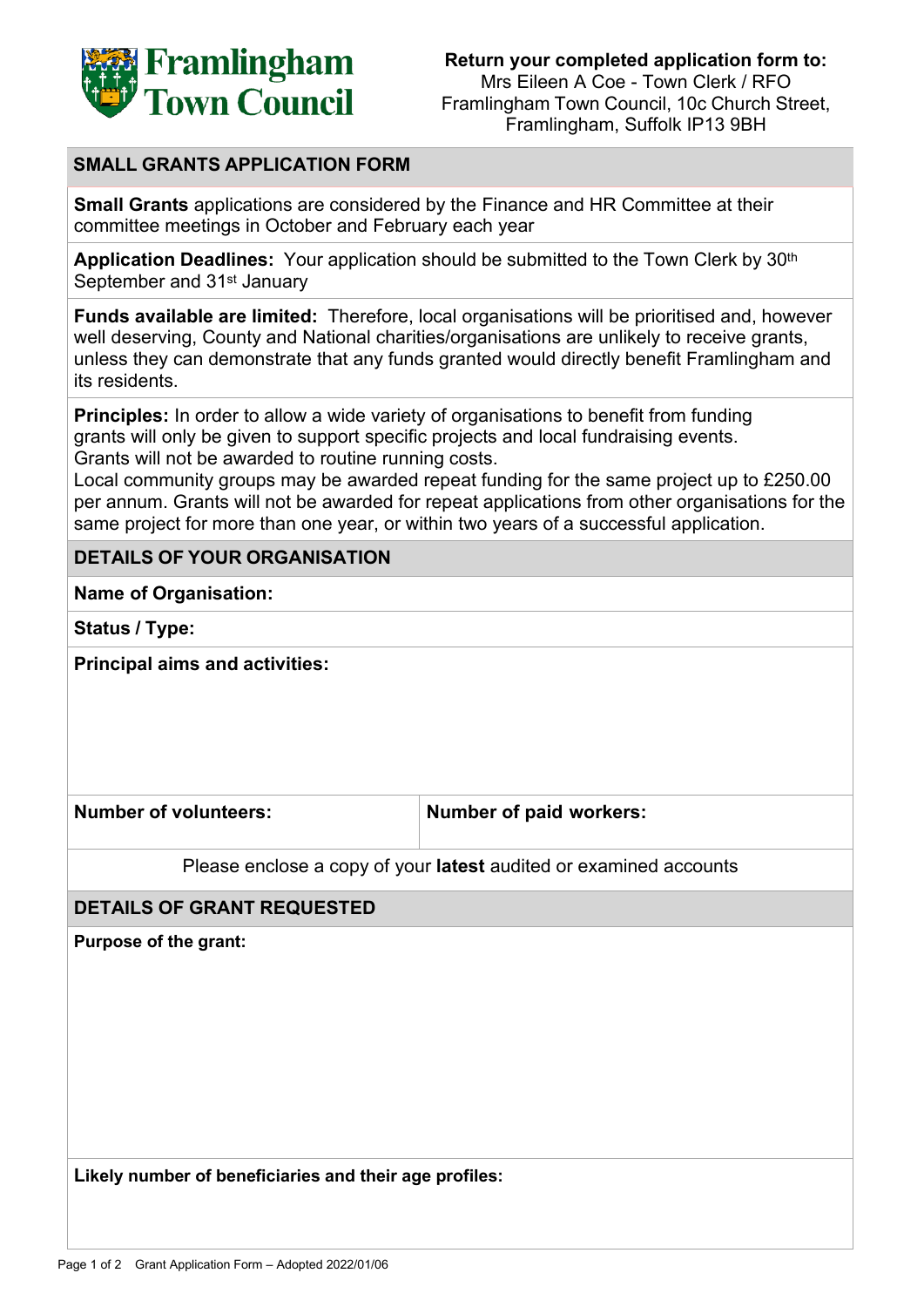**Framlingham Town Council**

**Return your completed application form to:**
Mrs Eileen A Coe - Town Clerk / RFO
Framlingham Town Council, 10c Church Street,
Framlingham, Suffolk IP13 9BH

## SMALL GRANTS APPLICATION FORM

**Small Grants** applications are considered by the Finance and HR Committee at their committee meetings in October and February each year

**Application Deadlines:** Your application should be submitted to the Town Clerk by 30th September and 31st January

**Funds available are limited:** Therefore, local organisations will be prioritised and, however well deserving, County and National charities/organisations are unlikely to receive grants, unless they can demonstrate that any funds granted would directly benefit Framlingham and its residents.

**Principles:** In order to allow a wide variety of organisations to benefit from funding grants will only be given to support specific projects and local fundraising events.
Grants will not be awarded to routine running costs.
Local community groups may be awarded repeat funding for the same project up to £250.00 per annum. Grants will not be awarded for repeat applications from other organisations for the same project for more than one year, or within two years of a successful application.

## DETAILS OF YOUR ORGANISATION

**Name of Organisation:**

**Status / Type:**

**Principal aims and activities:**

| **Number of volunteers:** | **Number of paid workers:** |
|---|---|

Please enclose a copy of your **latest** audited or examined accounts

## DETAILS OF GRANT REQUESTED

**Purpose of the grant:**

**Likely number of beneficiaries and their age profiles:**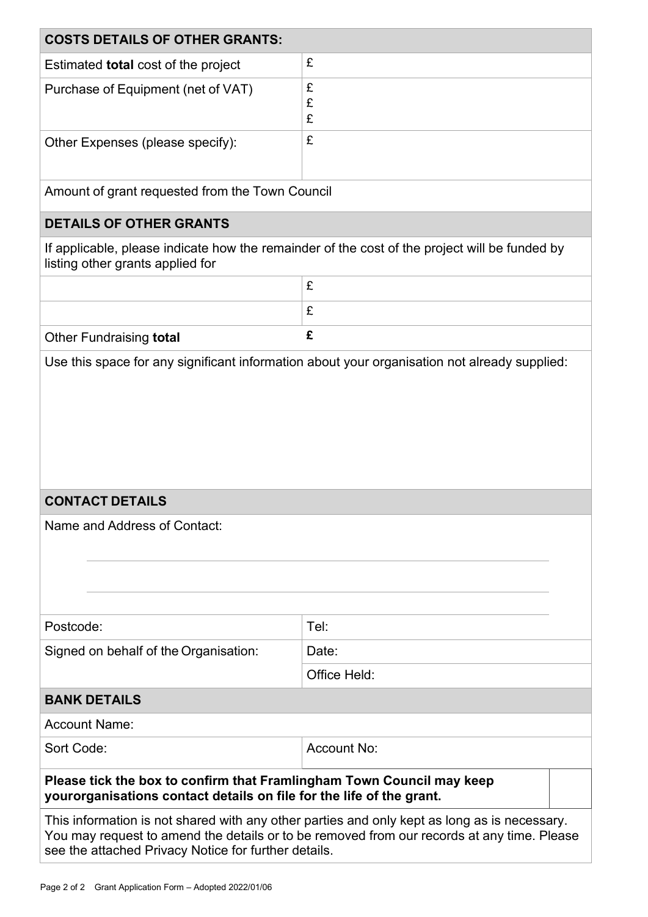| COSTS DETAILS OF OTHER GRANTS: | |
|---|---|
| Estimated **total** cost of the project | £ |
| Purchase of Equipment (net of VAT) | £<br>£<br>£ |
| Other Expenses (please specify): | £ |
| Amount of grant requested from the Town Council | |

| DETAILS OF OTHER GRANTS | |
|---|---|
| If applicable, please indicate how the remainder of the cost of the project will be funded by listing other grants applied for | |
| | £ |
| | £ |
| Other Fundraising **total** | **£** |

Use this space for any significant information about your organisation not already supplied:

| CONTACT DETAILS | |
|---|---|
| Name and Address of Contact: | |
| Postcode: | Tel: |
| Signed on behalf of the Organisation: | Date: |
| | Office Held: |

| BANK DETAILS | |
|---|---|
| Account Name: | |
| Sort Code: | Account No: |

| | |
|---|---|
| **Please tick the box to confirm that Framlingham Town Council may keep yourorganisations contact details on file for the life of the grant.** | |

This information is not shared with any other parties and only kept as long as is necessary. You may request to amend the details or to be removed from our records at any time. Please see the attached Privacy Notice for further details.

Grant Application Form – Adopted 2022/01/06